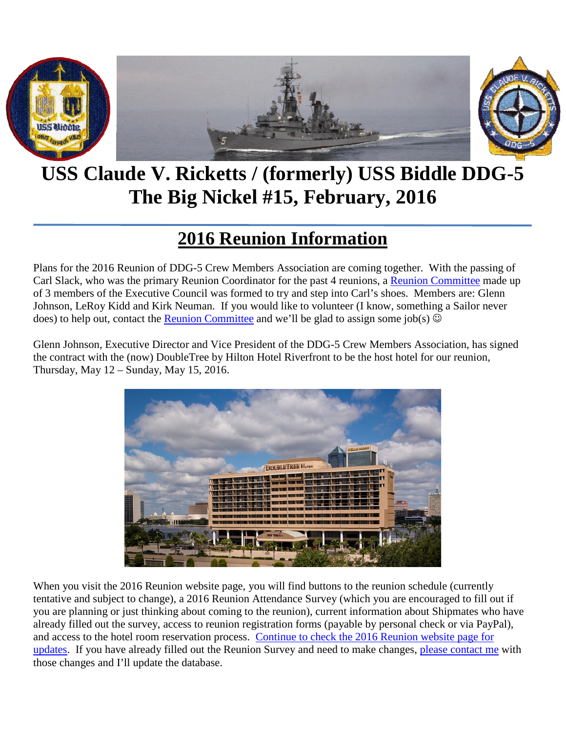# USS Claude V. Ricketts / (formerly) USS Biddle DDG-5
# The Big Nickel #15, February, 2016

## 2016 Reunion Information

Plans for the 2016 Reunion of DDG-5 Crew Members Association are coming together. With the passing of Carl Slack, who was the primary Reunion Coordinator for the past 4 reunions, a Reunion Committee made up of 3 members of the Executive Council was formed to try and step into Carl's shoes. Members are: Glenn Johnson, LeRoy Kidd and Kirk Neuman. If you would like to volunteer (I know, something a Sailor never does) to help out, contact the Reunion Committee and we'll be glad to assign some job(s) ☺

Glenn Johnson, Executive Director and Vice President of the DDG-5 Crew Members Association, has signed the contract with the (now) DoubleTree by Hilton Hotel Riverfront to be the host hotel for our reunion, Thursday, May 12 – Sunday, May 15, 2016.

When you visit the 2016 Reunion website page, you will find buttons to the reunion schedule (currently tentative and subject to change), a 2016 Reunion Attendance Survey (which you are encouraged to fill out if you are planning or just thinking about coming to the reunion), current information about Shipmates who have already filled out the survey, access to reunion registration forms (payable by personal check or via PayPal), and access to the hotel room reservation process. Continue to check the 2016 Reunion website page for updates. If you have already filled out the Reunion Survey and need to make changes, please contact me with those changes and I'll update the database.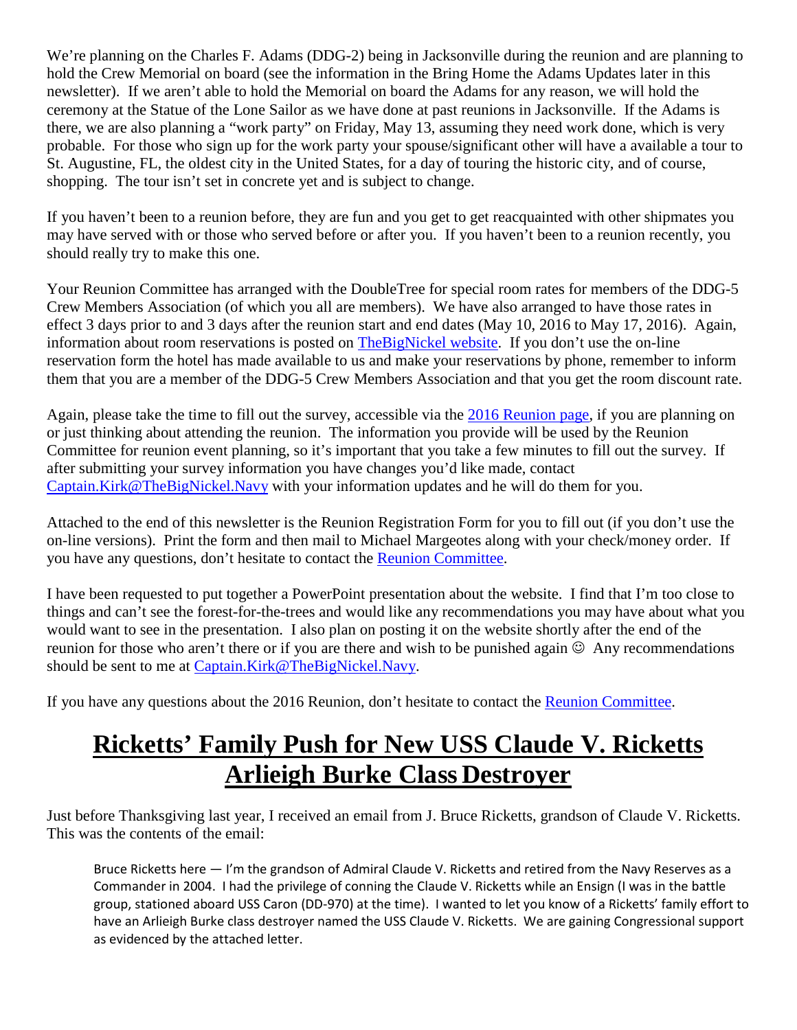We're planning on the Charles F. Adams (DDG-2) being in Jacksonville during the reunion and are planning to hold the Crew Memorial on board (see the information in the Bring Home the Adams Updates later in this newsletter). If we aren't able to hold the Memorial on board the Adams for any reason, we will hold the ceremony at the Statue of the Lone Sailor as we have done at past reunions in Jacksonville. If the Adams is there, we are also planning a "work party" on Friday, May 13, assuming they need work done, which is very probable. For those who sign up for the work party your spouse/significant other will have a available a tour to St. Augustine, FL, the oldest city in the United States, for a day of touring the historic city, and of course, shopping. The tour isn't set in concrete yet and is subject to change.

If you haven't been to a reunion before, they are fun and you get to get reacquainted with other shipmates you may have served with or those who served before or after you. If you haven't been to a reunion recently, you should really try to make this one.

Your Reunion Committee has arranged with the DoubleTree for special room rates for members of the DDG-5 Crew Members Association (of which you all are members). We have also arranged to have those rates in effect 3 days prior to and 3 days after the reunion start and end dates (May 10, 2016 to May 17, 2016). Again, information about room reservations is posted on TheBigNickel website. If you don't use the on-line reservation form the hotel has made available to us and make your reservations by phone, remember to inform them that you are a member of the DDG-5 Crew Members Association and that you get the room discount rate.

Again, please take the time to fill out the survey, accessible via the 2016 Reunion page, if you are planning on or just thinking about attending the reunion. The information you provide will be used by the Reunion Committee for reunion event planning, so it's important that you take a few minutes to fill out the survey. If after submitting your survey information you have changes you'd like made, contact Captain.Kirk@TheBigNickel.Navy with your information updates and he will do them for you.

Attached to the end of this newsletter is the Reunion Registration Form for you to fill out (if you don't use the on-line versions). Print the form and then mail to Michael Margeotes along with your check/money order. If you have any questions, don't hesitate to contact the Reunion Committee.

I have been requested to put together a PowerPoint presentation about the website. I find that I'm too close to things and can't see the forest-for-the-trees and would like any recommendations you may have about what you would want to see in the presentation. I also plan on posting it on the website shortly after the end of the reunion for those who aren't there or if you are there and wish to be punished again ☺ Any recommendations should be sent to me at Captain.Kirk@TheBigNickel.Navy.

If you have any questions about the 2016 Reunion, don't hesitate to contact the Reunion Committee.

# Ricketts' Family Push for New USS Claude V. Ricketts Arlieigh Burke Class Destroyer

Just before Thanksgiving last year, I received an email from J. Bruce Ricketts, grandson of Claude V. Ricketts. This was the contents of the email:

> Bruce Ricketts here — I'm the grandson of Admiral Claude V. Ricketts and retired from the Navy Reserves as a Commander in 2004. I had the privilege of conning the Claude V. Ricketts while an Ensign (I was in the battle group, stationed aboard USS Caron (DD-970) at the time). I wanted to let you know of a Ricketts' family effort to have an Arlieigh Burke class destroyer named the USS Claude V. Ricketts. We are gaining Congressional support as evidenced by the attached letter.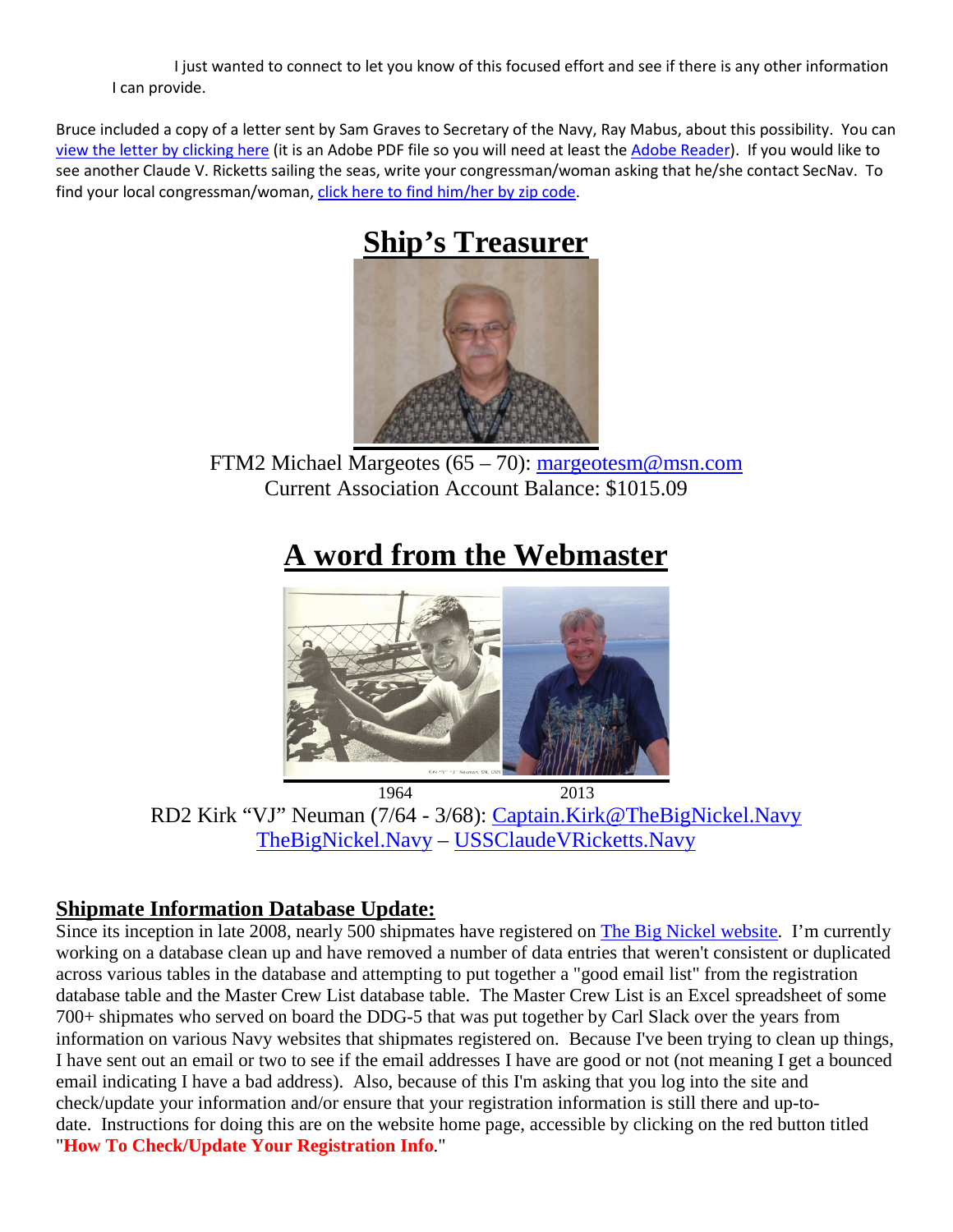I just wanted to connect to let you know of this focused effort and see if there is any other information I can provide.

Bruce included a copy of a letter sent by Sam Graves to Secretary of the Navy, Ray Mabus, about this possibility. You can view the letter by clicking here (it is an Adobe PDF file so you will need at least the Adobe Reader). If you would like to see another Claude V. Ricketts sailing the seas, write your congressman/woman asking that he/she contact SecNav. To find your local congressman/woman, click here to find him/her by zip code.

## Ship's Treasurer

FTM2 Michael Margeotes (65 – 70): margeotesm@msn.com
Current Association Account Balance: $1015.09

## A word from the Webmaster

1964 2013

RD2 Kirk "VJ" Neuman (7/64 - 3/68): Captain.Kirk@TheBigNickel.Navy
TheBigNickel.Navy – USSClaudeVRicketts.Navy

### Shipmate Information Database Update:

Since its inception in late 2008, nearly 500 shipmates have registered on The Big Nickel website. I'm currently working on a database clean up and have removed a number of data entries that weren't consistent or duplicated across various tables in the database and attempting to put together a "good email list" from the registration database table and the Master Crew List database table. The Master Crew List is an Excel spreadsheet of some 700+ shipmates who served on board the DDG-5 that was put together by Carl Slack over the years from information on various Navy websites that shipmates registered on. Because I've been trying to clean up things, I have sent out an email or two to see if the email addresses I have are good or not (not meaning I get a bounced email indicating I have a bad address). Also, because of this I'm asking that you log into the site and check/update your information and/or ensure that your registration information is still there and up-to-date. Instructions for doing this are on the website home page, accessible by clicking on the red button titled "**How To Check/Update Your Registration Info**."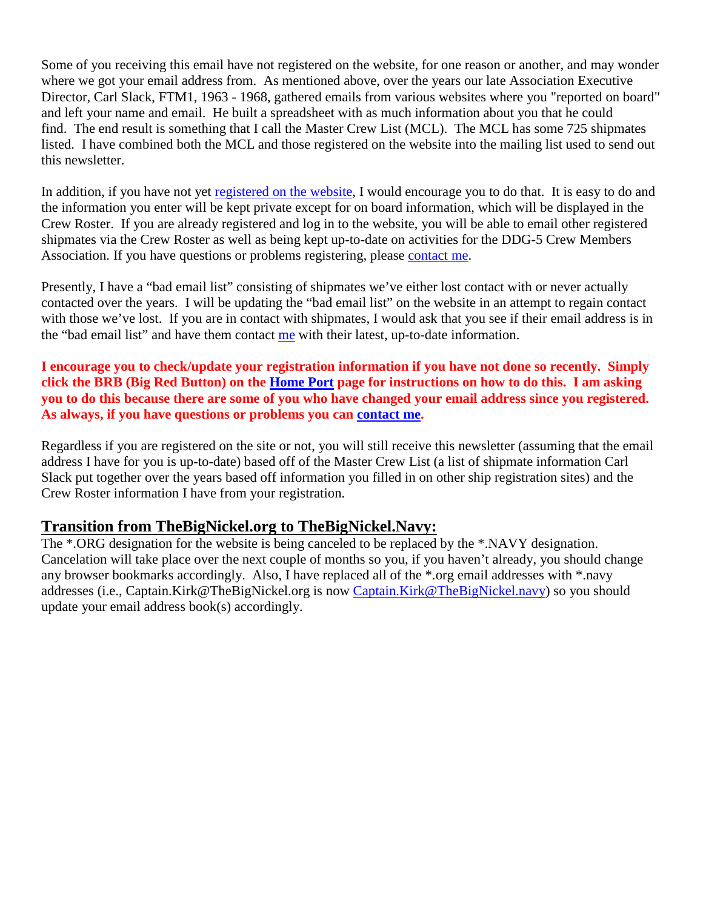Some of you receiving this email have not registered on the website, for one reason or another, and may wonder where we got your email address from. As mentioned above, over the years our late Association Executive Director, Carl Slack, FTM1, 1963 - 1968, gathered emails from various websites where you "reported on board" and left your name and email. He built a spreadsheet with as much information about you that he could find. The end result is something that I call the Master Crew List (MCL). The MCL has some 725 shipmates listed. I have combined both the MCL and those registered on the website into the mailing list used to send out this newsletter.

In addition, if you have not yet registered on the website, I would encourage you to do that. It is easy to do and the information you enter will be kept private except for on board information, which will be displayed in the Crew Roster. If you are already registered and log in to the website, you will be able to email other registered shipmates via the Crew Roster as well as being kept up-to-date on activities for the DDG-5 Crew Members Association. If you have questions or problems registering, please contact me.

Presently, I have a "bad email list" consisting of shipmates we've either lost contact with or never actually contacted over the years. I will be updating the "bad email list" on the website in an attempt to regain contact with those we've lost. If you are in contact with shipmates, I would ask that you see if their email address is in the "bad email list" and have them contact me with their latest, up-to-date information.

**I encourage you to check/update your registration information if you have not done so recently. Simply click the BRB (Big Red Button) on the Home Port page for instructions on how to do this. I am asking you to do this because there are some of you who have changed your email address since you registered. As always, if you have questions or problems you can contact me.**

Regardless if you are registered on the site or not, you will still receive this newsletter (assuming that the email address I have for you is up-to-date) based off of the Master Crew List (a list of shipmate information Carl Slack put together over the years based off information you filled in on other ship registration sites) and the Crew Roster information I have from your registration.

## Transition from TheBigNickel.org to TheBigNickel.Navy:

The *.ORG designation for the website is being canceled to be replaced by the *.NAVY designation. Cancelation will take place over the next couple of months so you, if you haven't already, you should change any browser bookmarks accordingly. Also, I have replaced all of the *.org email addresses with *.navy addresses (i.e., Captain.Kirk@TheBigNickel.org is now Captain.Kirk@TheBigNickel.navy) so you should update your email address book(s) accordingly.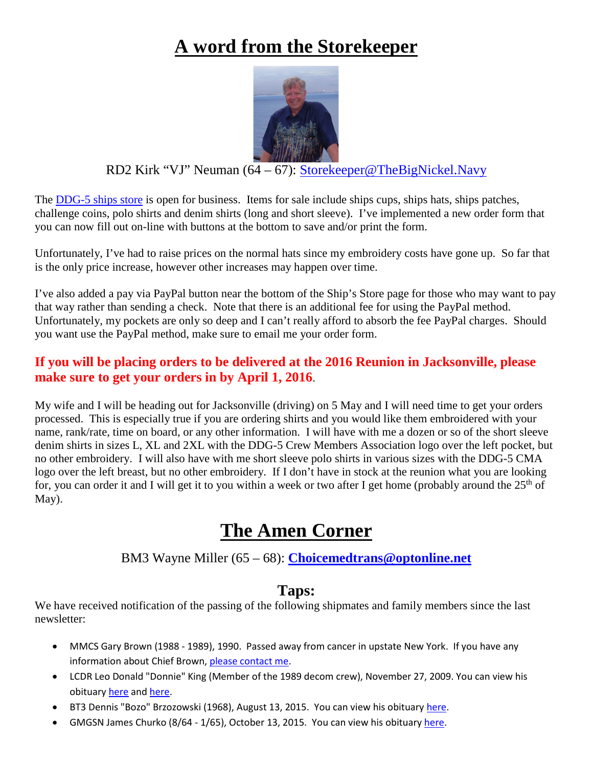# A word from the Storekeeper

RD2 Kirk "VJ" Neuman (64 – 67): Storekeeper@TheBigNickel.Navy

The DDG-5 ships store is open for business. Items for sale include ships cups, ships hats, ships patches, challenge coins, polo shirts and denim shirts (long and short sleeve). I've implemented a new order form that you can now fill out on-line with buttons at the bottom to save and/or print the form.

Unfortunately, I've had to raise prices on the normal hats since my embroidery costs have gone up. So far that is the only price increase, however other increases may happen over time.

I've also added a pay via PayPal button near the bottom of the Ship's Store page for those who may want to pay that way rather than sending a check. Note that there is an additional fee for using the PayPal method. Unfortunately, my pockets are only so deep and I can't really afford to absorb the fee PayPal charges. Should you want use the PayPal method, make sure to email me your order form.

**If you will be placing orders to be delivered at the 2016 Reunion in Jacksonville, please make sure to get your orders in by April 1, 2016.**

My wife and I will be heading out for Jacksonville (driving) on 5 May and I will need time to get your orders processed. This is especially true if you are ordering shirts and you would like them embroidered with your name, rank/rate, time on board, or any other information. I will have with me a dozen or so of the short sleeve denim shirts in sizes L, XL and 2XL with the DDG-5 Crew Members Association logo over the left pocket, but no other embroidery. I will also have with me short sleeve polo shirts in various sizes with the DDG-5 CMA logo over the left breast, but no other embroidery. If I don't have in stock at the reunion what you are looking for, you can order it and I will get it to you within a week or two after I get home (probably around the 25th of May).

# The Amen Corner

BM3 Wayne Miller (65 – 68): **Choicemedtrans@optonline.net**

## Taps:

We have received notification of the passing of the following shipmates and family members since the last newsletter:

- MMCS Gary Brown (1988 - 1989), 1990. Passed away from cancer in upstate New York. If you have any information about Chief Brown, please contact me.
- LCDR Leo Donald "Donnie" King (Member of the 1989 decom crew), November 27, 2009. You can view his obituary here and here.
- BT3 Dennis "Bozo" Brzozowski (1968), August 13, 2015. You can view his obituary here.
- GMGSN James Churko (8/64 - 1/65), October 13, 2015. You can view his obituary here.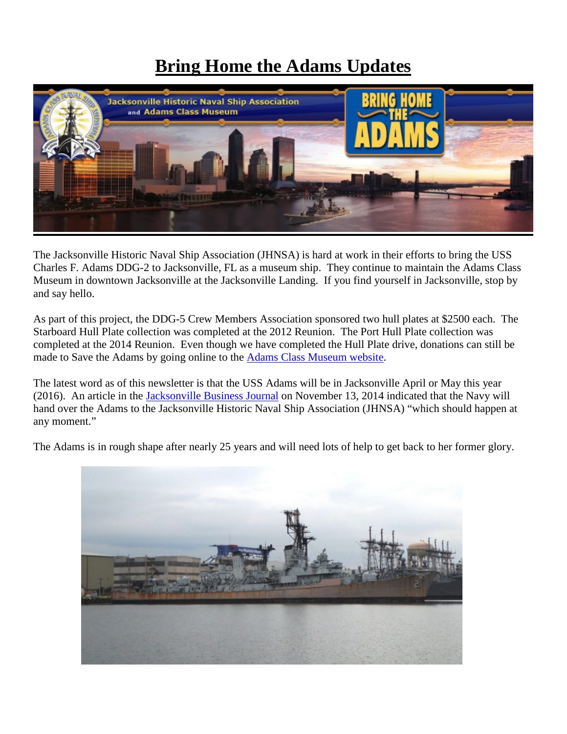# Bring Home the Adams Updates

The Jacksonville Historic Naval Ship Association (JHNSA) is hard at work in their efforts to bring the USS Charles F. Adams DDG-2 to Jacksonville, FL as a museum ship. They continue to maintain the Adams Class Museum in downtown Jacksonville at the Jacksonville Landing. If you find yourself in Jacksonville, stop by and say hello.

As part of this project, the DDG-5 Crew Members Association sponsored two hull plates at $2500 each. The Starboard Hull Plate collection was completed at the 2012 Reunion. The Port Hull Plate collection was completed at the 2014 Reunion. Even though we have completed the Hull Plate drive, donations can still be made to Save the Adams by going online to the Adams Class Museum website.

The latest word as of this newsletter is that the USS Adams will be in Jacksonville April or May this year (2016). An article in the Jacksonville Business Journal on November 13, 2014 indicated that the Navy will hand over the Adams to the Jacksonville Historic Naval Ship Association (JHNSA) "which should happen at any moment."

The Adams is in rough shape after nearly 25 years and will need lots of help to get back to her former glory.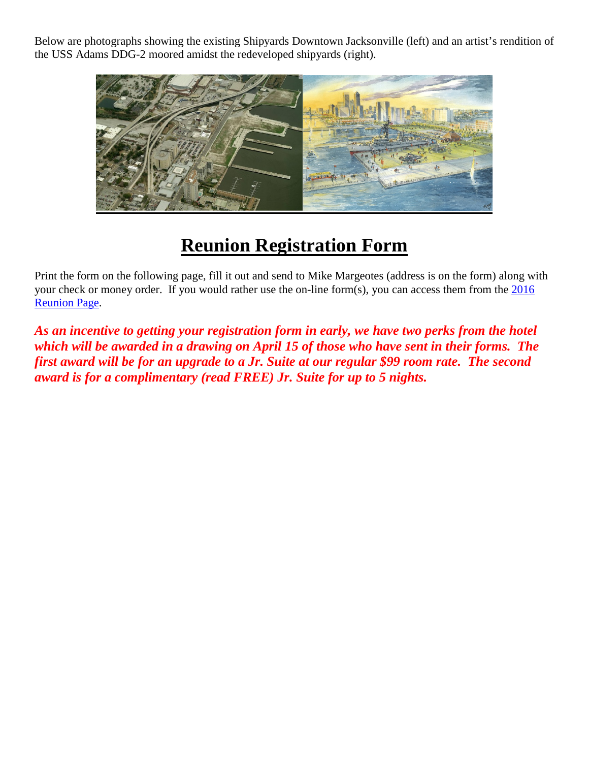Below are photographs showing the existing Shipyards Downtown Jacksonville (left) and an artist's rendition of the USS Adams DDG-2 moored amidst the redeveloped shipyards (right).

# Reunion Registration Form

Print the form on the following page, fill it out and send to Mike Margeotes (address is on the form) along with your check or money order. If you would rather use the on-line form(s), you can access them from the 2016 Reunion Page.

***As an incentive to getting your registration form in early, we have two perks from the hotel which will be awarded in a drawing on April 15 of those who have sent in their forms. The first award will be for an upgrade to a Jr. Suite at our regular $99 room rate. The second award is for a complimentary (read FREE) Jr. Suite for up to 5 nights.***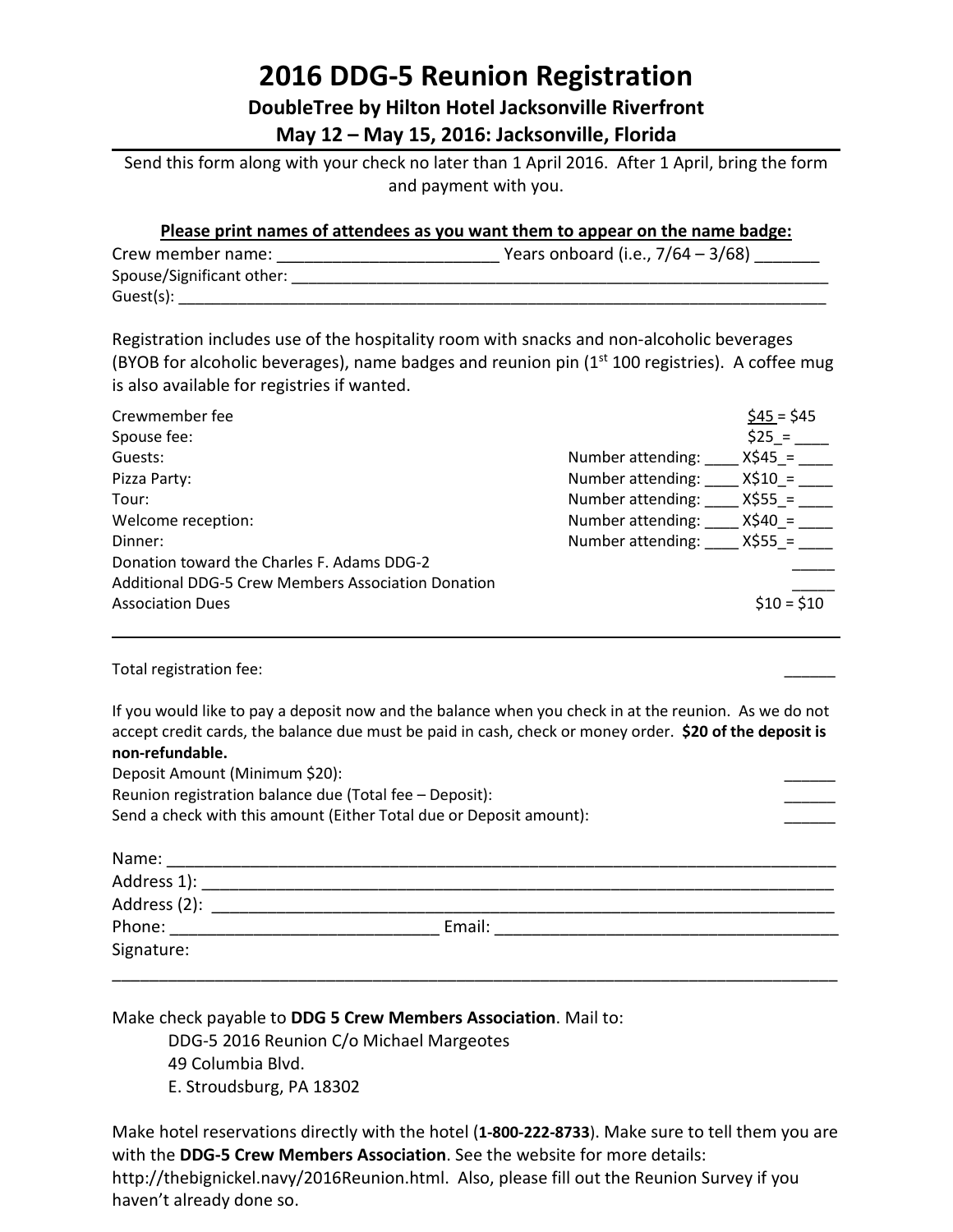# 2016 DDG-5 Reunion Registration

### DoubleTree by Hilton Hotel Jacksonville Riverfront

### May 12 – May 15, 2016: Jacksonville, Florida

Send this form along with your check no later than 1 April 2016. After 1 April, bring the form and payment with you.

**Please print names of attendees as you want them to appear on the name badge:**

Crew member name: ________________________ Years onboard (i.e., 7/64 – 3/68) _______

Spouse/Significant other: ______________________________________________________________

Guest(s): _____________________________________________________________________________

Registration includes use of the hospitality room with snacks and non-alcoholic beverages (BYOB for alcoholic beverages), name badges and reunion pin (1st 100 registries). A coffee mug is also available for registries if wanted.

| | | |
|---|---|---|
| Crewmember fee | | $45 = $45 |
| Spouse fee: | | $25_= ____ |
| Guests: | Number attending: ____ | X$45_= ____ |
| Pizza Party: | Number attending: ____ | X$10_= ____ |
| Tour: | Number attending: ____ | X$55_= ____ |
| Welcome reception: | Number attending: ____ | X$40_= ____ |
| Dinner: | Number attending: ____ | X$55_= ____ |
| Donation toward the Charles F. Adams DDG-2 | | _____ |
| Additional DDG-5 Crew Members Association Donation | | _____ |
| Association Dues | | $10 = $10 |

Total registration fee: ______

If you would like to pay a deposit now and the balance when you check in at the reunion. As we do not accept credit cards, the balance due must be paid in cash, check or money order. **$20 of the deposit is non-refundable.**

Deposit Amount (Minimum $20): ______

Reunion registration balance due (Total fee – Deposit): ______

Send a check with this amount (Either Total due or Deposit amount): ______

Name: ___________________________________________________________________________

Address 1): ______________________________________________________________________

Address (2): ______________________________________________________________________

Phone: ______________________________ Email: ______________________________________

Signature:

_________________________________________________________________________________

Make check payable to **DDG 5 Crew Members Association**. Mail to:

DDG-5 2016 Reunion C/o Michael Margeotes
49 Columbia Blvd.
E. Stroudsburg, PA 18302

Make hotel reservations directly with the hotel (**1-800-222-8733**). Make sure to tell them you are with the **DDG-5 Crew Members Association**. See the website for more details: http://thebignickel.navy/2016Reunion.html. Also, please fill out the Reunion Survey if you haven't already done so.